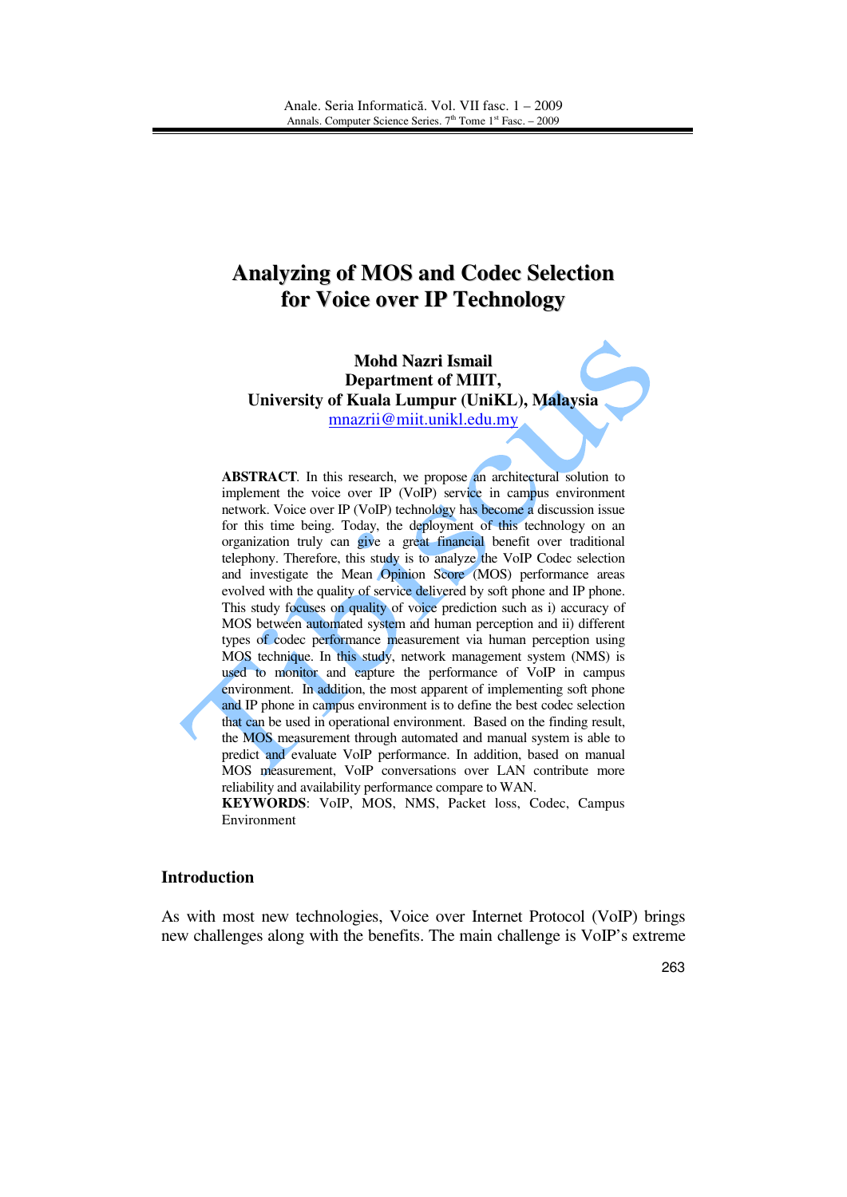# Analyzing of MOS and Codec Selection for Voice over IP Technology

**Mohd Nazri Ismail**
**Department of MIIT,**
**University of Kuala Lumpur (UniKL), Malaysia**
mnazrii@miit.unikl.edu.my

**ABSTRACT**. In this research, we propose an architectural solution to implement the voice over IP (VoIP) service in campus environment network. Voice over IP (VoIP) technology has become a discussion issue for this time being. Today, the deployment of this technology on an organization truly can give a great financial benefit over traditional telephony. Therefore, this study is to analyze the VoIP Codec selection and investigate the Mean Opinion Score (MOS) performance areas evolved with the quality of service delivered by soft phone and IP phone. This study focuses on quality of voice prediction such as i) accuracy of MOS between automated system and human perception and ii) different types of codec performance measurement via human perception using MOS technique. In this study, network management system (NMS) is used to monitor and capture the performance of VoIP in campus environment. In addition, the most apparent of implementing soft phone and IP phone in campus environment is to define the best codec selection that can be used in operational environment. Based on the finding result, the MOS measurement through automated and manual system is able to predict and evaluate VoIP performance. In addition, based on manual MOS measurement, VoIP conversations over LAN contribute more reliability and availability performance compare to WAN.

**KEYWORDS**: VoIP, MOS, NMS, Packet loss, Codec, Campus Environment

## Introduction

As with most new technologies, Voice over Internet Protocol (VoIP) brings new challenges along with the benefits. The main challenge is VoIP's extreme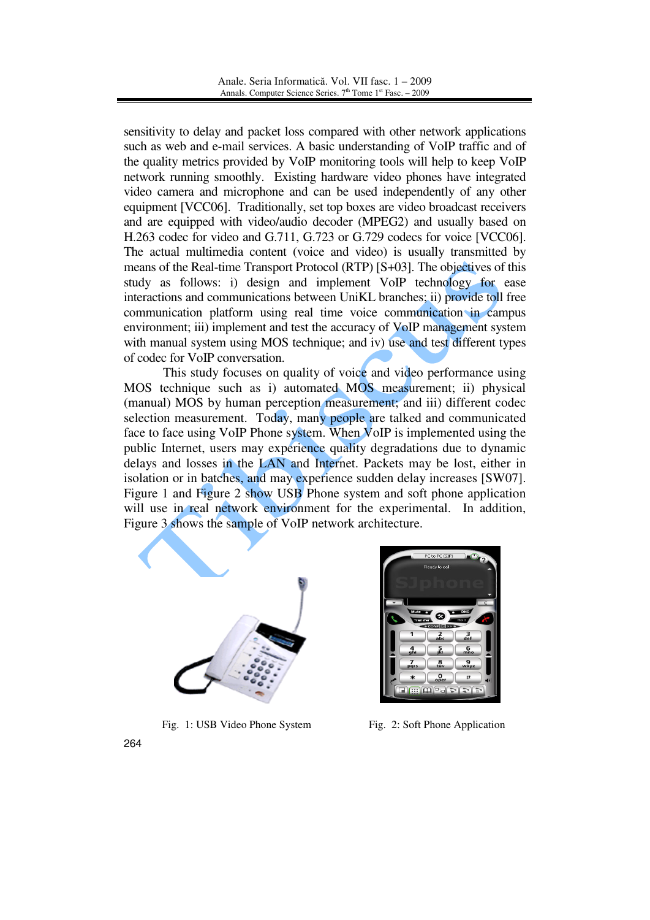sensitivity to delay and packet loss compared with other network applications such as web and e-mail services. A basic understanding of VoIP traffic and of the quality metrics provided by VoIP monitoring tools will help to keep VoIP network running smoothly. Existing hardware video phones have integrated video camera and microphone and can be used independently of any other equipment [VCC06]. Traditionally, set top boxes are video broadcast receivers and are equipped with video/audio decoder (MPEG2) and usually based on H.263 codec for video and G.711, G.723 or G.729 codecs for voice [VCC06]. The actual multimedia content (voice and video) is usually transmitted by means of the Real-time Transport Protocol (RTP) [S+03]. The objectives of this study as follows: i) design and implement VoIP technology for ease interactions and communications between UniKL branches; ii) provide toll free communication platform using real time voice communication in campus environment; iii) implement and test the accuracy of VoIP management system with manual system using MOS technique; and iv) use and test different types of codec for VoIP conversation.

This study focuses on quality of voice and video performance using MOS technique such as i) automated MOS measurement; ii) physical (manual) MOS by human perception measurement; and iii) different codec selection measurement. Today, many people are talked and communicated face to face using VoIP Phone system. When VoIP is implemented using the public Internet, users may experience quality degradations due to dynamic delays and losses in the LAN and Internet. Packets may be lost, either in isolation or in batches, and may experience sudden delay increases [SW07]. Figure 1 and Figure 2 show USB Phone system and soft phone application will use in real network environment for the experimental. In addition, Figure 3 shows the sample of VoIP network architecture.

Fig. 1: USB Video Phone System

Fig. 2: Soft Phone Application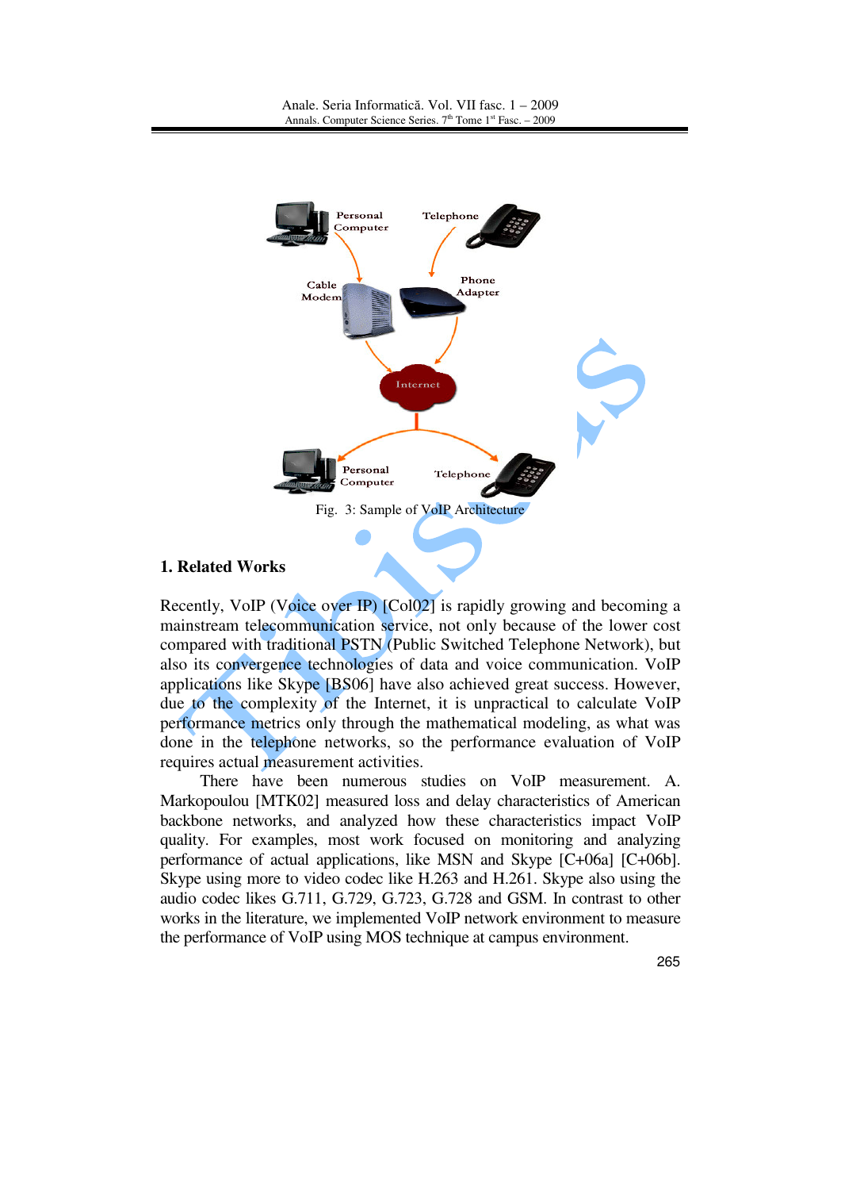Fig. 3: Sample of VoIP Architecture

## 1. Related Works

Recently, VoIP (Voice over IP) [Col02] is rapidly growing and becoming a mainstream telecommunication service, not only because of the lower cost compared with traditional PSTN (Public Switched Telephone Network), but also its convergence technologies of data and voice communication. VoIP applications like Skype [BS06] have also achieved great success. However, due to the complexity of the Internet, it is unpractical to calculate VoIP performance metrics only through the mathematical modeling, as what was done in the telephone networks, so the performance evaluation of VoIP requires actual measurement activities.

There have been numerous studies on VoIP measurement. A. Markopoulou [MTK02] measured loss and delay characteristics of American backbone networks, and analyzed how these characteristics impact VoIP quality. For examples, most work focused on monitoring and analyzing performance of actual applications, like MSN and Skype [C+06a] [C+06b]. Skype using more to video codec like H.263 and H.261. Skype also using the audio codec likes G.711, G.729, G.723, G.728 and GSM. In contrast to other works in the literature, we implemented VoIP network environment to measure the performance of VoIP using MOS technique at campus environment.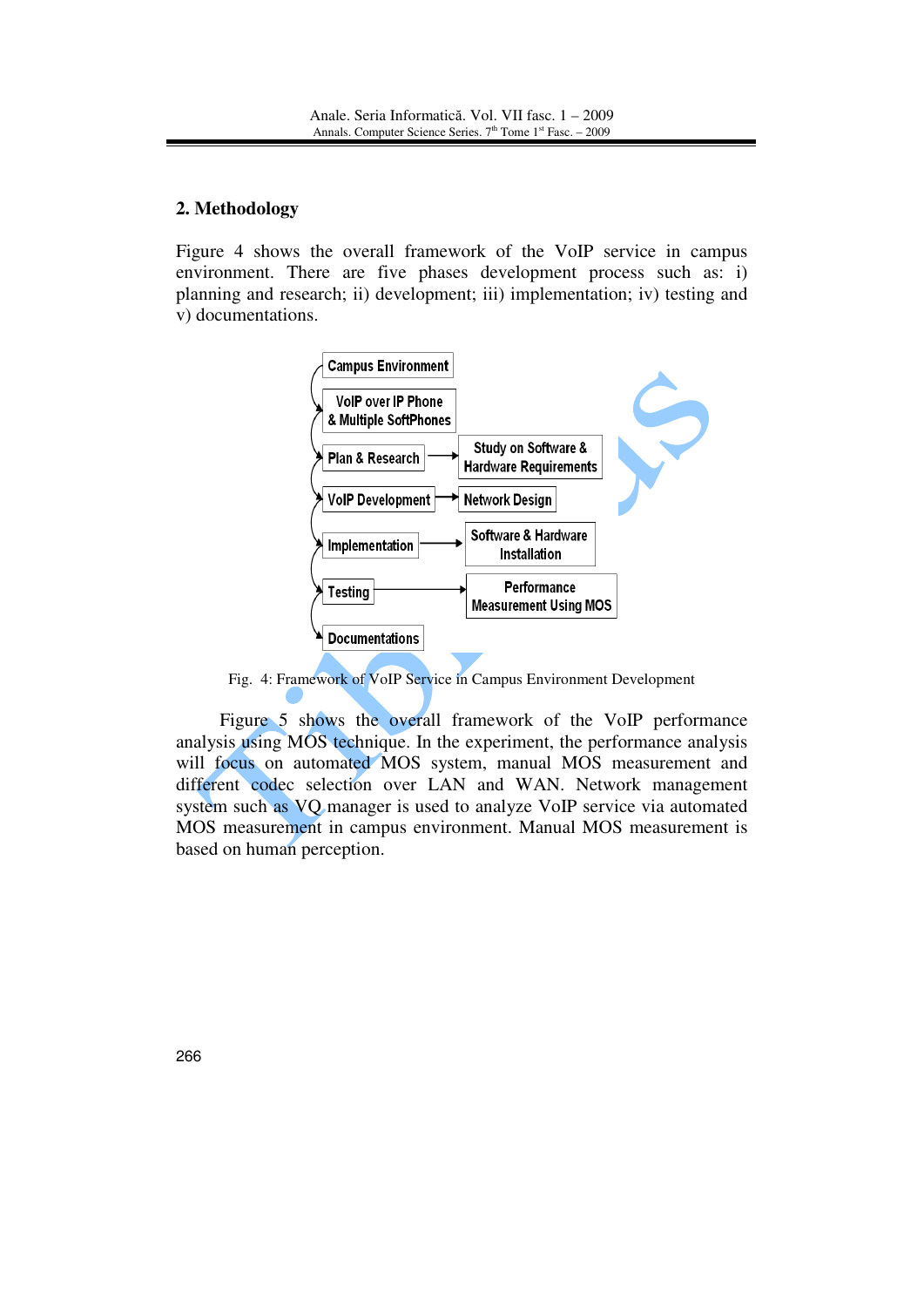## 2. Methodology

Figure 4 shows the overall framework of the VoIP service in campus environment. There are five phases development process such as: i) planning and research; ii) development; iii) implementation; iv) testing and v) documentations.

Campus Environment

VoIP over IP Phone & Multiple SoftPhones

Plan & Research → Study on Software & Hardware Requirements

VoIP Development → Network Design

Implementation → Software & Hardware Installation

Testing → Performance Measurement Using MOS

Documentations

Fig. 4: Framework of VoIP Service in Campus Environment Development

Figure 5 shows the overall framework of the VoIP performance analysis using MOS technique. In the experiment, the performance analysis will focus on automated MOS system, manual MOS measurement and different codec selection over LAN and WAN. Network management system such as VQ manager is used to analyze VoIP service via automated MOS measurement in campus environment. Manual MOS measurement is based on human perception.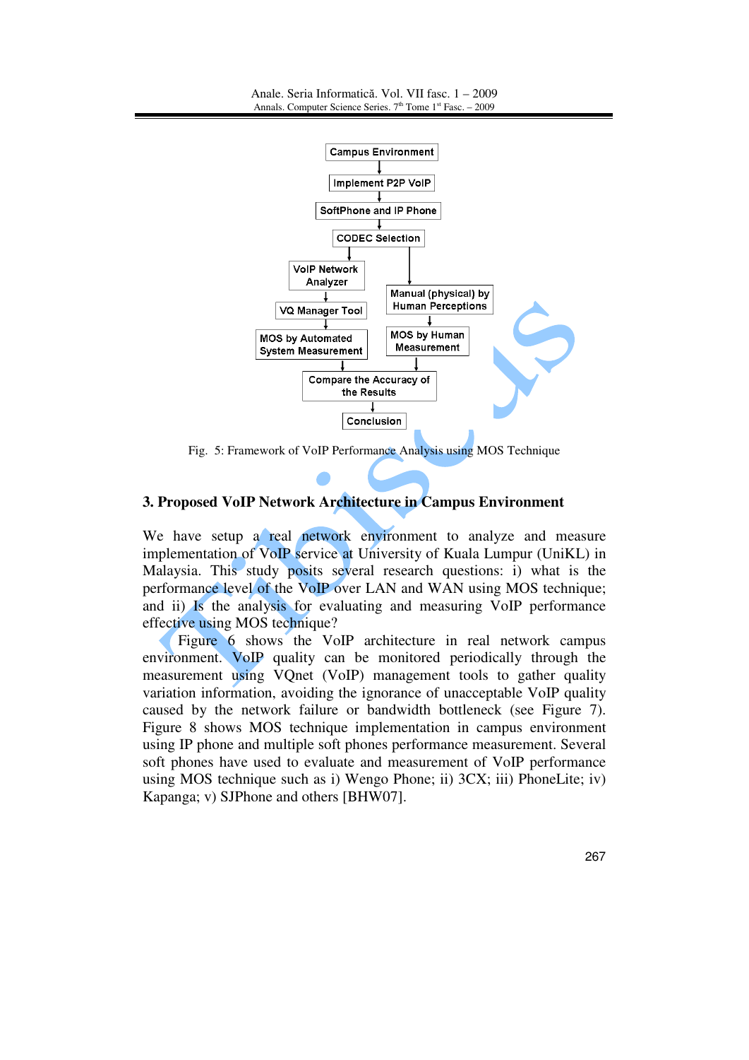Campus Environment

Implement P2P VoIP

SoftPhone and IP Phone

CODEC Selection

VoIP Network Analyzer

VQ Manager Tool

MOS by Automated System Measurement

Manual (physical) by Human Perceptions

MOS by Human Measurement

Compare the Accuracy of the Results

Conclusion

Fig. 5: Framework of VoIP Performance Analysis using MOS Technique

## 3. Proposed VoIP Network Architecture in Campus Environment

We have setup a real network environment to analyze and measure implementation of VoIP service at University of Kuala Lumpur (UniKL) in Malaysia. This study posits several research questions: i) what is the performance level of the VoIP over LAN and WAN using MOS technique; and ii) Is the analysis for evaluating and measuring VoIP performance effective using MOS technique?

Figure 6 shows the VoIP architecture in real network campus environment. VoIP quality can be monitored periodically through the measurement using VQnet (VoIP) management tools to gather quality variation information, avoiding the ignorance of unacceptable VoIP quality caused by the network failure or bandwidth bottleneck (see Figure 7). Figure 8 shows MOS technique implementation in campus environment using IP phone and multiple soft phones performance measurement. Several soft phones have used to evaluate and measurement of VoIP performance using MOS technique such as i) Wengo Phone; ii) 3CX; iii) PhoneLite; iv) Kapanga; v) SJPhone and others [BHW07].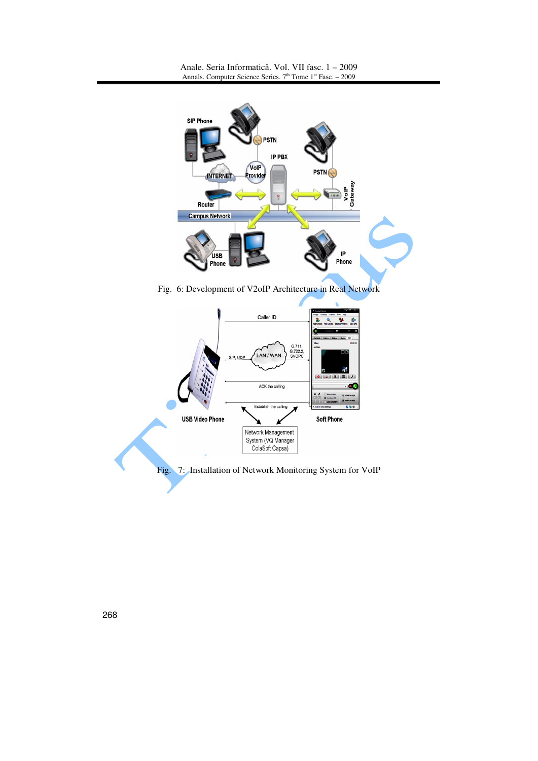Fig. 6: Development of V2oIP Architecture in Real Network

Fig. 7: Installation of Network Monitoring System for VoIP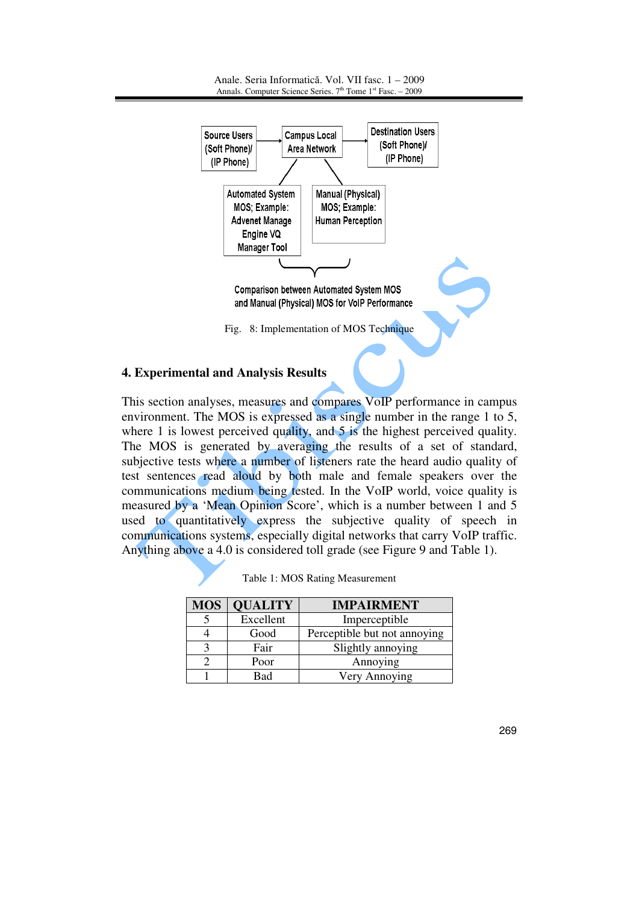Source Users (Soft Phone)/ (IP Phone) → Campus Local Area Network → Destination Users (Soft Phone)/ (IP Phone)

Automated System MOS; Example: Advenet Manage Engine VQ Manager Tool

Manual (Physical) MOS; Example: Human Perception

Comparison between Automated System MOS and Manual (Physical) MOS for VoIP Performance

Fig. 8: Implementation of MOS Technique

## 4. Experimental and Analysis Results

This section analyses, measures and compares VoIP performance in campus environment. The MOS is expressed as a single number in the range 1 to 5, where 1 is lowest perceived quality, and 5 is the highest perceived quality. The MOS is generated by averaging the results of a set of standard, subjective tests where a number of listeners rate the heard audio quality of test sentences read aloud by both male and female speakers over the communications medium being tested. In the VoIP world, voice quality is measured by a 'Mean Opinion Score', which is a number between 1 and 5 used to quantitatively express the subjective quality of speech in communications systems, especially digital networks that carry VoIP traffic. Anything above a 4.0 is considered toll grade (see Figure 9 and Table 1).

Table 1: MOS Rating Measurement

| MOS | QUALITY | IMPAIRMENT |
|---|---|---|
| 5 | Excellent | Imperceptible |
| 4 | Good | Perceptible but not annoying |
| 3 | Fair | Slightly annoying |
| 2 | Poor | Annoying |
| 1 | Bad | Very Annoying |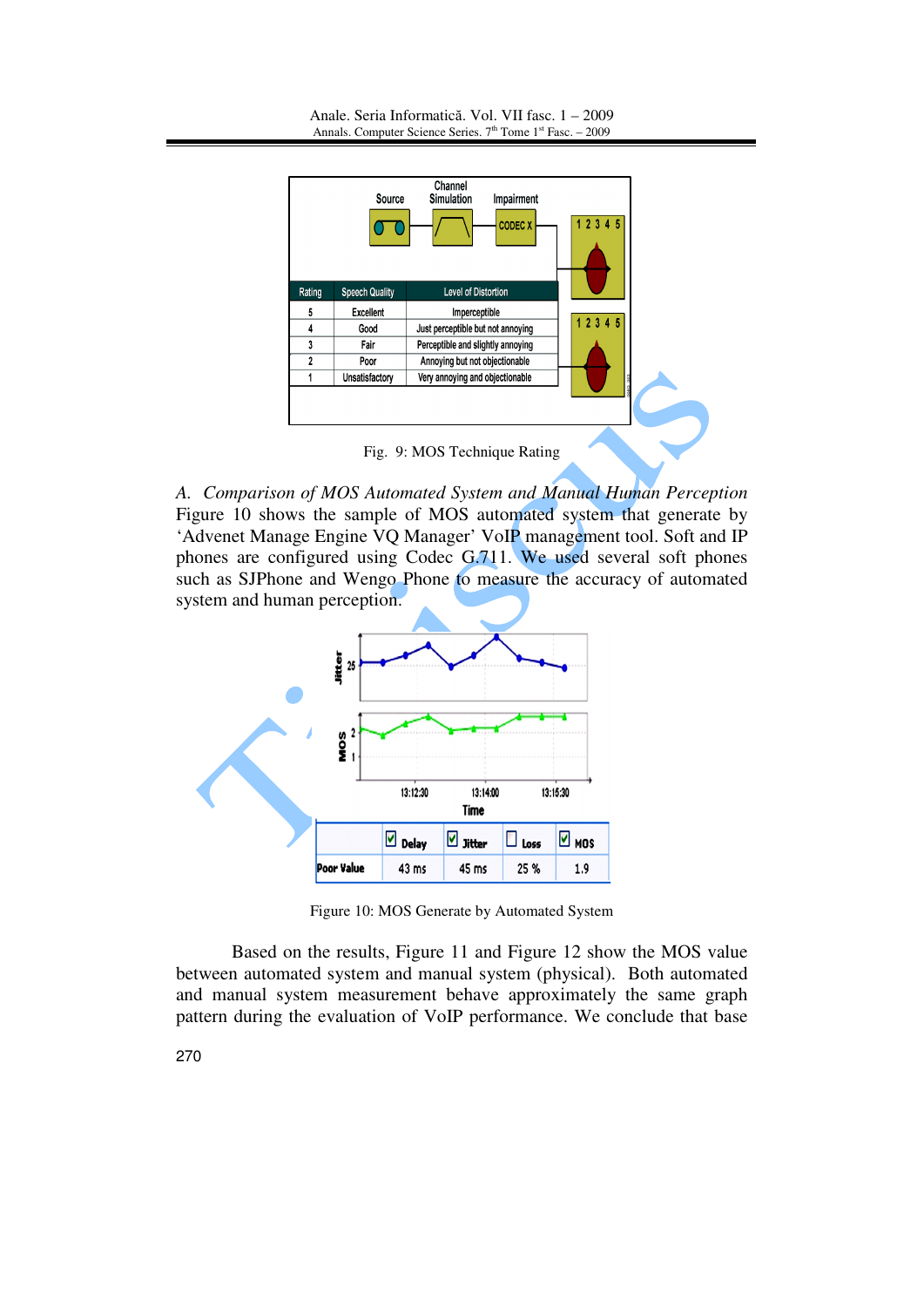Fig. 9: MOS Technique Rating

*A. Comparison of MOS Automated System and Manual Human Perception*

Figure 10 shows the sample of MOS automated system that generate by 'Advenet Manage Engine VQ Manager' VoIP management tool. Soft and IP phones are configured using Codec G.711. We used several soft phones such as SJPhone and Wengo Phone to measure the accuracy of automated system and human perception.

Figure 10: MOS Generate by Automated System

Based on the results, Figure 11 and Figure 12 show the MOS value between automated system and manual system (physical). Both automated and manual system measurement behave approximately the same graph pattern during the evaluation of VoIP performance. We conclude that base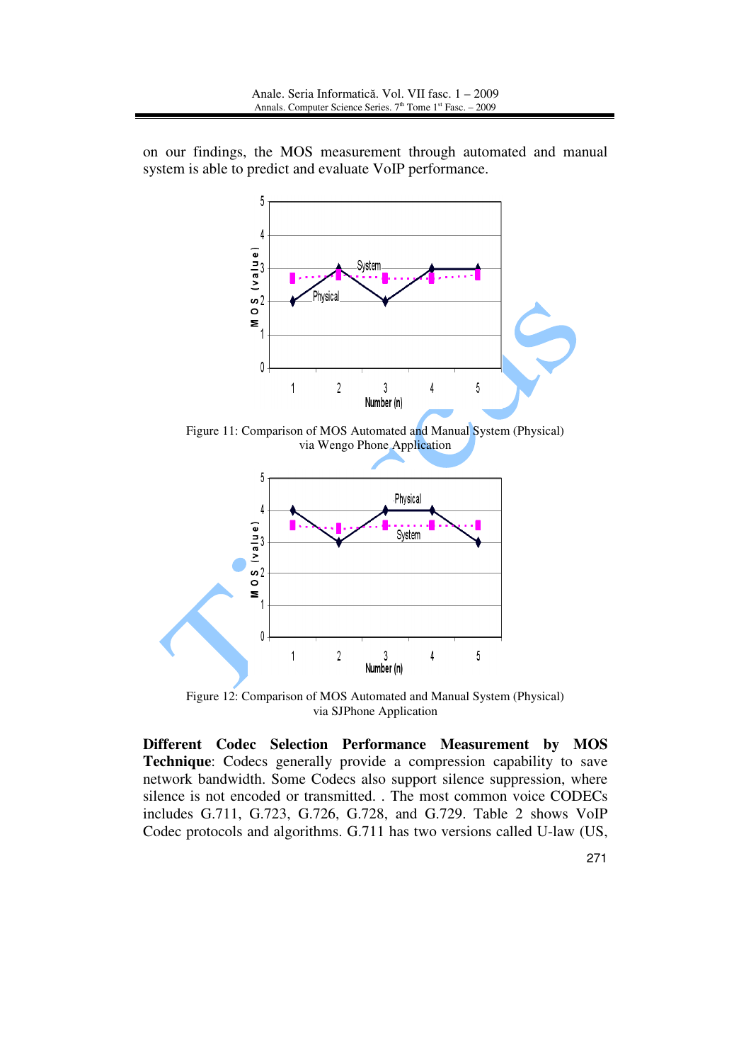on our findings, the MOS measurement through automated and manual system is able to predict and evaluate VoIP performance.

Figure 11: Comparison of MOS Automated and Manual System (Physical) via Wengo Phone Application

Figure 12: Comparison of MOS Automated and Manual System (Physical) via SJPhone Application

**Different Codec Selection Performance Measurement by MOS Technique**: Codecs generally provide a compression capability to save network bandwidth. Some Codecs also support silence suppression, where silence is not encoded or transmitted. . The most common voice CODECs includes G.711, G.723, G.726, G.728, and G.729. Table 2 shows VoIP Codec protocols and algorithms. G.711 has two versions called U-law (US,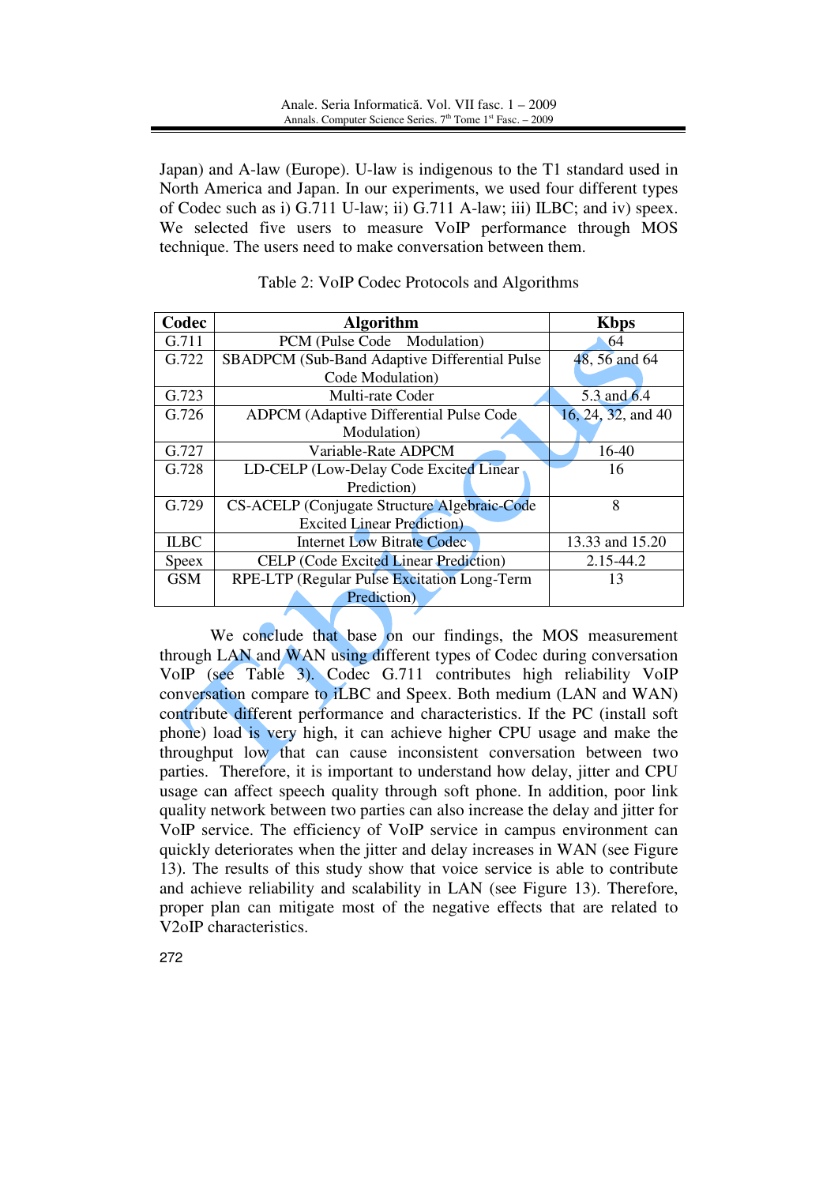Japan) and A-law (Europe). U-law is indigenous to the T1 standard used in North America and Japan. In our experiments, we used four different types of Codec such as i) G.711 U-law; ii) G.711 A-law; iii) ILBC; and iv) speex. We selected five users to measure VoIP performance through MOS technique. The users need to make conversation between them.

Table 2: VoIP Codec Protocols and Algorithms

| Codec | Algorithm | Kbps |
|---|---|---|
| G.711 | PCM (Pulse Code Modulation) | 64 |
| G.722 | SBADPCM (Sub-Band Adaptive Differential Pulse Code Modulation) | 48, 56 and 64 |
| G.723 | Multi-rate Coder | 5.3 and 6.4 |
| G.726 | ADPCM (Adaptive Differential Pulse Code Modulation) | 16, 24, 32, and 40 |
| G.727 | Variable-Rate ADPCM | 16-40 |
| G.728 | LD-CELP (Low-Delay Code Excited Linear Prediction) | 16 |
| G.729 | CS-ACELP (Conjugate Structure Algebraic-Code Excited Linear Prediction) | 8 |
| ILBC | Internet Low Bitrate Codec | 13.33 and 15.20 |
| Speex | CELP (Code Excited Linear Prediction) | 2.15-44.2 |
| GSM | RPE-LTP (Regular Pulse Excitation Long-Term Prediction) | 13 |

We conclude that base on our findings, the MOS measurement through LAN and WAN using different types of Codec during conversation VoIP (see Table 3). Codec G.711 contributes high reliability VoIP conversation compare to iLBC and Speex. Both medium (LAN and WAN) contribute different performance and characteristics. If the PC (install soft phone) load is very high, it can achieve higher CPU usage and make the throughput low that can cause inconsistent conversation between two parties. Therefore, it is important to understand how delay, jitter and CPU usage can affect speech quality through soft phone. In addition, poor link quality network between two parties can also increase the delay and jitter for VoIP service. The efficiency of VoIP service in campus environment can quickly deteriorates when the jitter and delay increases in WAN (see Figure 13). The results of this study show that voice service is able to contribute and achieve reliability and scalability in LAN (see Figure 13). Therefore, proper plan can mitigate most of the negative effects that are related to V2oIP characteristics.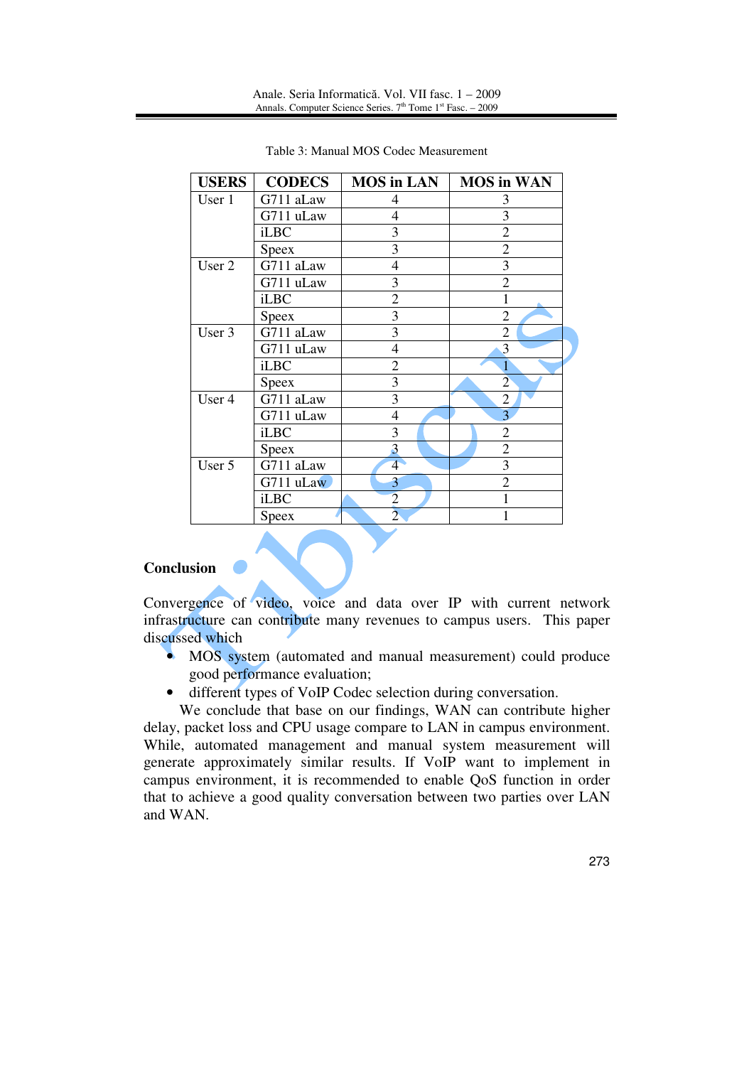Table 3: Manual MOS Codec Measurement

| USERS | CODECS | MOS in LAN | MOS in WAN |
|---|---|---|---|
| User 1 | G711 aLaw | 4 | 3 |
| | G711 uLaw | 4 | 3 |
| | iLBC | 3 | 2 |
| | Speex | 3 | 2 |
| User 2 | G711 aLaw | 4 | 3 |
| | G711 uLaw | 3 | 2 |
| | iLBC | 2 | 1 |
| | Speex | 3 | 2 |
| User 3 | G711 aLaw | 3 | 2 |
| | G711 uLaw | 4 | 3 |
| | iLBC | 2 | 1 |
| | Speex | 3 | 2 |
| User 4 | G711 aLaw | 3 | 2 |
| | G711 uLaw | 4 | 3 |
| | iLBC | 3 | 2 |
| | Speex | 3 | 2 |
| User 5 | G711 aLaw | 4 | 3 |
| | G711 uLaw | 3 | 2 |
| | iLBC | 2 | 1 |
| | Speex | 2 | 1 |

## Conclusion

Convergence of video, voice and data over IP with current network infrastructure can contribute many revenues to campus users. This paper discussed which

- MOS system (automated and manual measurement) could produce good performance evaluation;
- different types of VoIP Codec selection during conversation.

We conclude that base on our findings, WAN can contribute higher delay, packet loss and CPU usage compare to LAN in campus environment. While, automated management and manual system measurement will generate approximately similar results. If VoIP want to implement in campus environment, it is recommended to enable QoS function in order that to achieve a good quality conversation between two parties over LAN and WAN.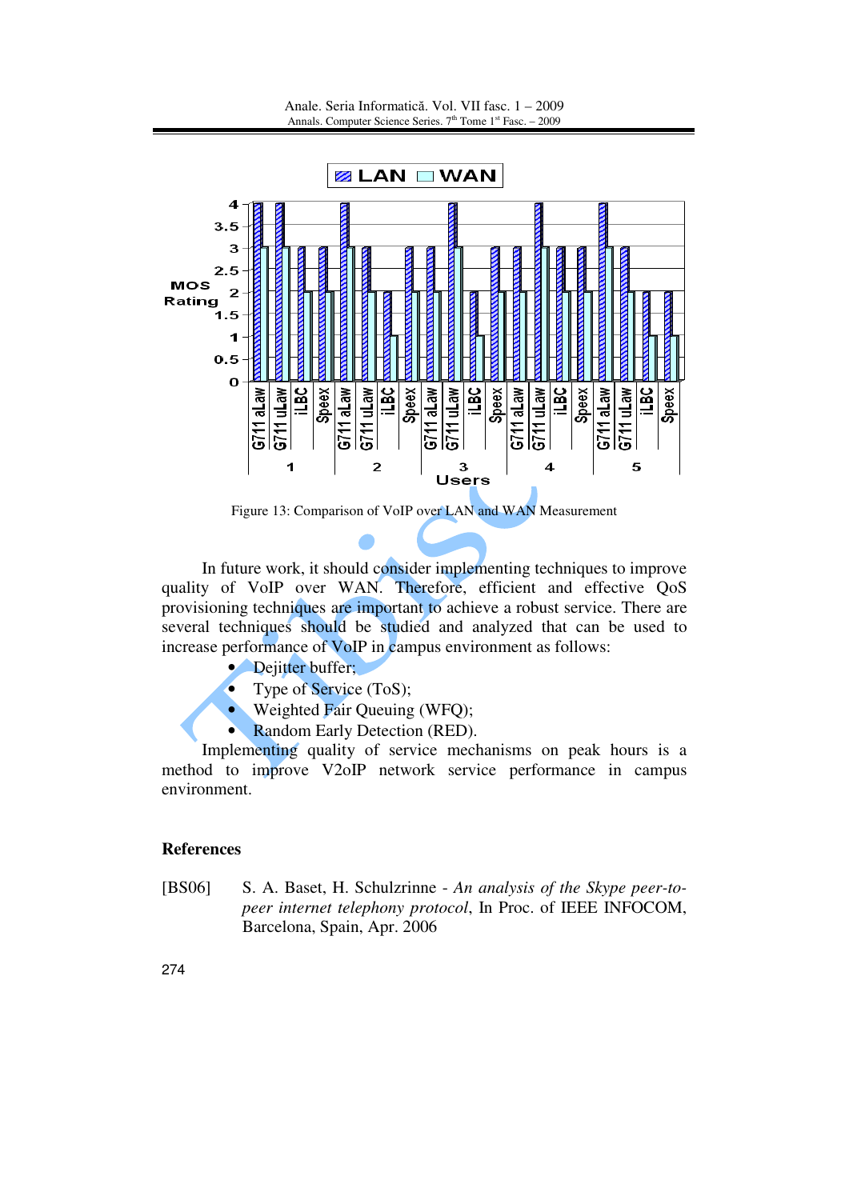Figure 13: Comparison of VoIP over LAN and WAN Measurement

In future work, it should consider implementing techniques to improve quality of VoIP over WAN. Therefore, efficient and effective QoS provisioning techniques are important to achieve a robust service. There are several techniques should be studied and analyzed that can be used to increase performance of VoIP in campus environment as follows:

- Dejitter buffer;
- Type of Service (ToS);
- Weighted Fair Queuing (WFQ);
- Random Early Detection (RED).

Implementing quality of service mechanisms on peak hours is a method to improve V2oIP network service performance in campus environment.

## References

[BS06] S. A. Baset, H. Schulzrinne - *An analysis of the Skype peer-to-peer internet telephony protocol*, In Proc. of IEEE INFOCOM, Barcelona, Spain, Apr. 2006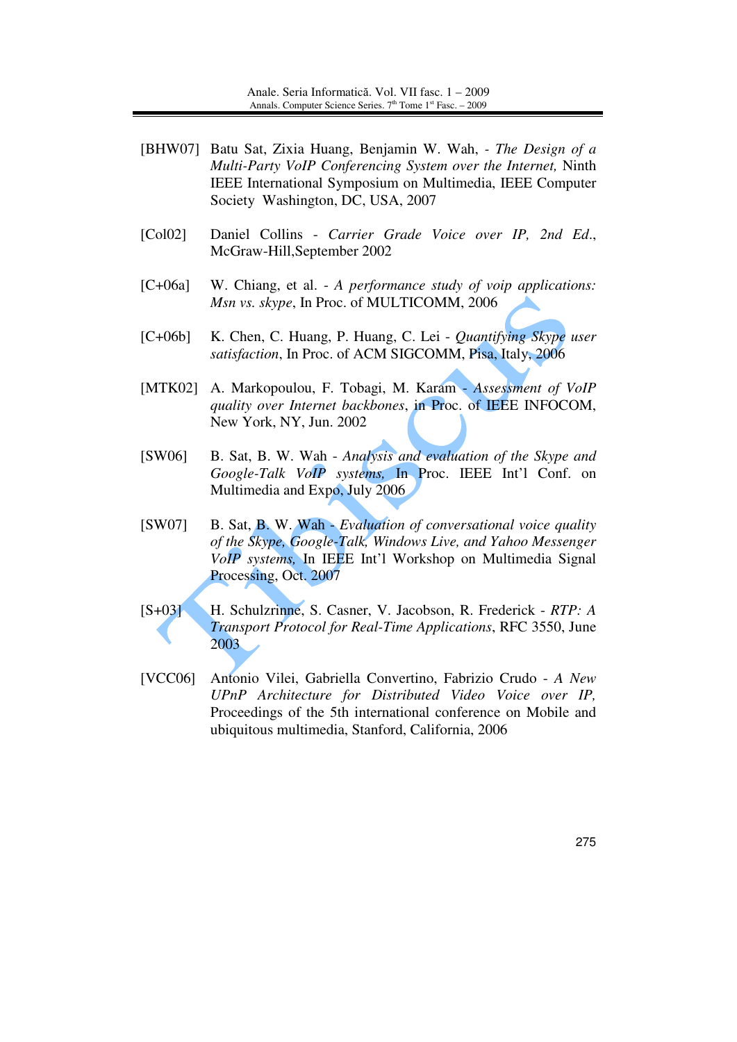[BHW07] Batu Sat, Zixia Huang, Benjamin W. Wah, - *The Design of a Multi-Party VoIP Conferencing System over the Internet,* Ninth IEEE International Symposium on Multimedia, IEEE Computer Society Washington, DC, USA, 2007

[Col02] Daniel Collins - *Carrier Grade Voice over IP, 2nd Ed.*, McGraw-Hill,September 2002

[C+06a] W. Chiang, et al. - *A performance study of voip applications: Msn vs. skype*, In Proc. of MULTICOMM, 2006

[C+06b] K. Chen, C. Huang, P. Huang, C. Lei - *Quantifying Skype user satisfaction*, In Proc. of ACM SIGCOMM, Pisa, Italy, 2006

[MTK02] A. Markopoulou, F. Tobagi, M. Karam - *Assessment of VoIP quality over Internet backbones*, in Proc. of IEEE INFOCOM, New York, NY, Jun. 2002

[SW06] B. Sat, B. W. Wah - *Analysis and evaluation of the Skype and Google-Talk VoIP systems,* In Proc. IEEE Int'l Conf. on Multimedia and Expo, July 2006

[SW07] B. Sat, B. W. Wah - *Evaluation of conversational voice quality of the Skype, Google-Talk, Windows Live, and Yahoo Messenger VoIP systems,* In IEEE Int'l Workshop on Multimedia Signal Processing, Oct. 2007

[S+03] H. Schulzrinne, S. Casner, V. Jacobson, R. Frederick - *RTP: A Transport Protocol for Real-Time Applications*, RFC 3550, June 2003

[VCC06] Antonio Vilei, Gabriella Convertino, Fabrizio Crudo - *A New UPnP Architecture for Distributed Video Voice over IP,* Proceedings of the 5th international conference on Mobile and ubiquitous multimedia, Stanford, California, 2006